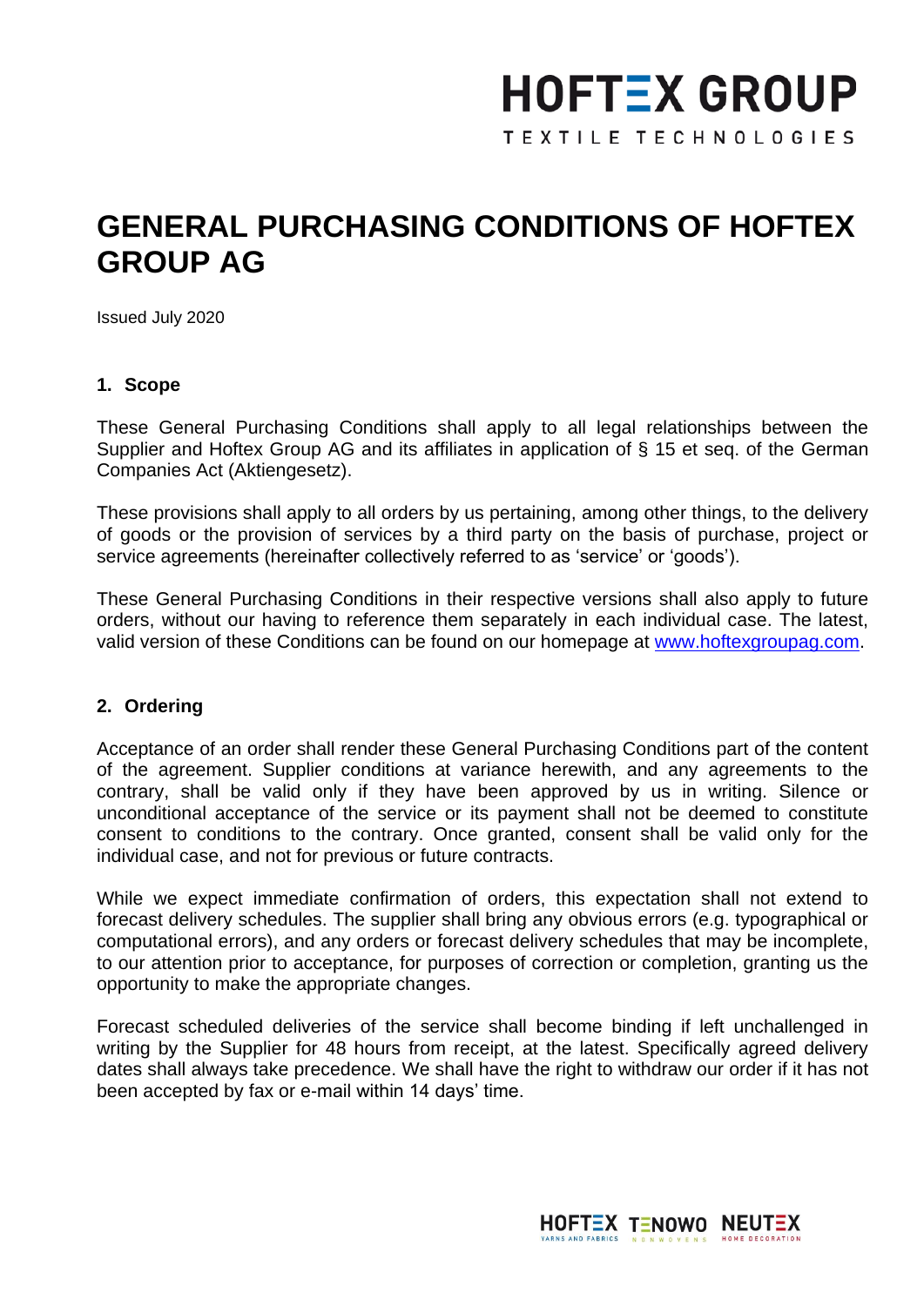# GENERAL PURCHASING CONDITIONS OF HOFTEX GROUP AG

Issued July 2020

## 1. Scope

These General Purchasing Conditions shall apply to all legal relationships between the Supplier and Hoftex Group AG and its affiliates in application of § 15 et seq. of the German Companies Act (Aktiengesetz).

These provisions shall apply to all orders by us pertaining, among other things, to the delivery of goods or the provision of services by a third party on the basis of purchase, project or service agreements (hereinafter collectively referred to as 'service' or 'goods').

These General Purchasing Conditions in their respective versions shall also apply to future orders, without our having to reference them separately in each individual case. The latest, valid version of these Conditions can be found on our homepage at www.hoftexgroupag.com.

## 2. Ordering

Acceptance of an order shall render these General Purchasing Conditions part of the content of the agreement. Supplier conditions at variance herewith, and any agreements to the contrary, shall be valid only if they have been approved by us in writing. Silence or unconditional acceptance of the service or its payment shall not be deemed to constitute consent to conditions to the contrary. Once granted, consent shall be valid only for the individual case, and not for previous or future contracts.

While we expect immediate confirmation of orders, this expectation shall not extend to forecast delivery schedules. The supplier shall bring any obvious errors (e.g. typographical or computational errors), and any orders or forecast delivery schedules that may be incomplete, to our attention prior to acceptance, for purposes of correction or completion, granting us the opportunity to make the appropriate changes.

Forecast scheduled deliveries of the service shall become binding if left unchallenged in writing by the Supplier for 48 hours from receipt, at the latest. Specifically agreed delivery dates shall always take precedence. We shall have the right to withdraw our order if it has not been accepted by fax or e-mail within 14 days' time.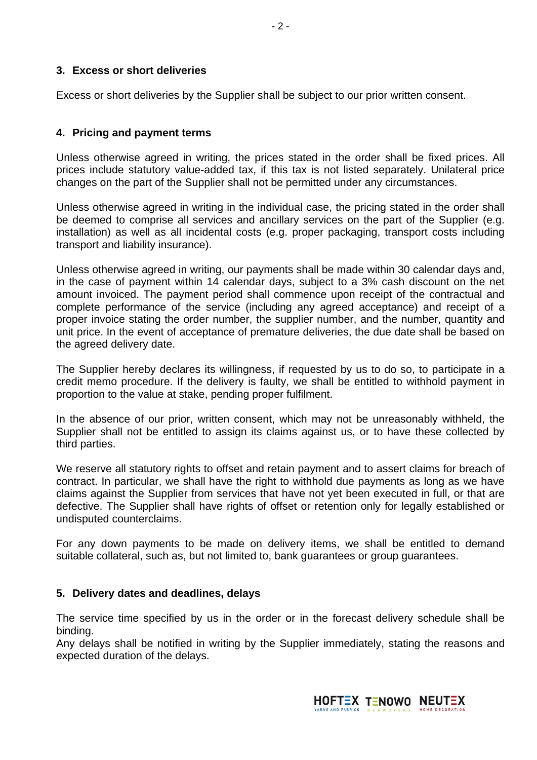## 3. Excess or short deliveries

Excess or short deliveries by the Supplier shall be subject to our prior written consent.

## 4. Pricing and payment terms

Unless otherwise agreed in writing, the prices stated in the order shall be fixed prices. All prices include statutory value-added tax, if this tax is not listed separately. Unilateral price changes on the part of the Supplier shall not be permitted under any circumstances.

Unless otherwise agreed in writing in the individual case, the pricing stated in the order shall be deemed to comprise all services and ancillary services on the part of the Supplier (e.g. installation) as well as all incidental costs (e.g. proper packaging, transport costs including transport and liability insurance).

Unless otherwise agreed in writing, our payments shall be made within 30 calendar days and, in the case of payment within 14 calendar days, subject to a 3% cash discount on the net amount invoiced. The payment period shall commence upon receipt of the contractual and complete performance of the service (including any agreed acceptance) and receipt of a proper invoice stating the order number, the supplier number, and the number, quantity and unit price. In the event of acceptance of premature deliveries, the due date shall be based on the agreed delivery date.

The Supplier hereby declares its willingness, if requested by us to do so, to participate in a credit memo procedure. If the delivery is faulty, we shall be entitled to withhold payment in proportion to the value at stake, pending proper fulfilment.

In the absence of our prior, written consent, which may not be unreasonably withheld, the Supplier shall not be entitled to assign its claims against us, or to have these collected by third parties.

We reserve all statutory rights to offset and retain payment and to assert claims for breach of contract. In particular, we shall have the right to withhold due payments as long as we have claims against the Supplier from services that have not yet been executed in full, or that are defective. The Supplier shall have rights of offset or retention only for legally established or undisputed counterclaims.

For any down payments to be made on delivery items, we shall be entitled to demand suitable collateral, such as, but not limited to, bank guarantees or group guarantees.

## 5. Delivery dates and deadlines, delays

The service time specified by us in the order or in the forecast delivery schedule shall be binding.
Any delays shall be notified in writing by the Supplier immediately, stating the reasons and expected duration of the delays.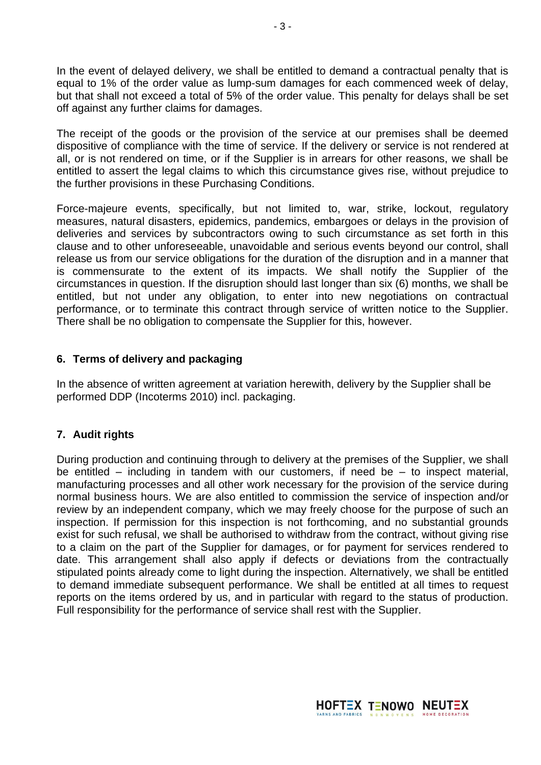In the event of delayed delivery, we shall be entitled to demand a contractual penalty that is equal to 1% of the order value as lump-sum damages for each commenced week of delay, but that shall not exceed a total of 5% of the order value. This penalty for delays shall be set off against any further claims for damages.

The receipt of the goods or the provision of the service at our premises shall be deemed dispositive of compliance with the time of service. If the delivery or service is not rendered at all, or is not rendered on time, or if the Supplier is in arrears for other reasons, we shall be entitled to assert the legal claims to which this circumstance gives rise, without prejudice to the further provisions in these Purchasing Conditions.

Force-majeure events, specifically, but not limited to, war, strike, lockout, regulatory measures, natural disasters, epidemics, pandemics, embargoes or delays in the provision of deliveries and services by subcontractors owing to such circumstance as set forth in this clause and to other unforeseeable, unavoidable and serious events beyond our control, shall release us from our service obligations for the duration of the disruption and in a manner that is commensurate to the extent of its impacts. We shall notify the Supplier of the circumstances in question. If the disruption should last longer than six (6) months, we shall be entitled, but not under any obligation, to enter into new negotiations on contractual performance, or to terminate this contract through service of written notice to the Supplier. There shall be no obligation to compensate the Supplier for this, however.

## 6. Terms of delivery and packaging

In the absence of written agreement at variation herewith, delivery by the Supplier shall be performed DDP (Incoterms 2010) incl. packaging.

## 7. Audit rights

During production and continuing through to delivery at the premises of the Supplier, we shall be entitled – including in tandem with our customers, if need be – to inspect material, manufacturing processes and all other work necessary for the provision of the service during normal business hours. We are also entitled to commission the service of inspection and/or review by an independent company, which we may freely choose for the purpose of such an inspection. If permission for this inspection is not forthcoming, and no substantial grounds exist for such refusal, we shall be authorised to withdraw from the contract, without giving rise to a claim on the part of the Supplier for damages, or for payment for services rendered to date. This arrangement shall also apply if defects or deviations from the contractually stipulated points already come to light during the inspection. Alternatively, we shall be entitled to demand immediate subsequent performance. We shall be entitled at all times to request reports on the items ordered by us, and in particular with regard to the status of production. Full responsibility for the performance of service shall rest with the Supplier.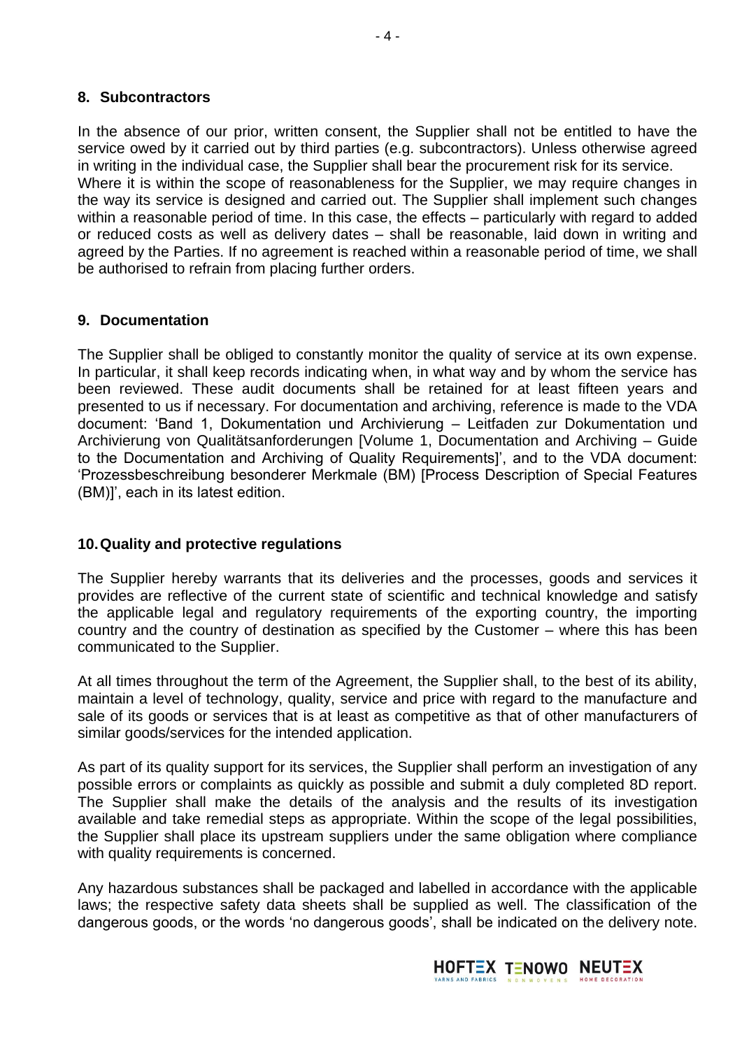## 8. Subcontractors

In the absence of our prior, written consent, the Supplier shall not be entitled to have the service owed by it carried out by third parties (e.g. subcontractors). Unless otherwise agreed in writing in the individual case, the Supplier shall bear the procurement risk for its service.
Where it is within the scope of reasonableness for the Supplier, we may require changes in the way its service is designed and carried out. The Supplier shall implement such changes within a reasonable period of time. In this case, the effects – particularly with regard to added or reduced costs as well as delivery dates – shall be reasonable, laid down in writing and agreed by the Parties. If no agreement is reached within a reasonable period of time, we shall be authorised to refrain from placing further orders.

## 9. Documentation

The Supplier shall be obliged to constantly monitor the quality of service at its own expense. In particular, it shall keep records indicating when, in what way and by whom the service has been reviewed. These audit documents shall be retained for at least fifteen years and presented to us if necessary. For documentation and archiving, reference is made to the VDA document: 'Band 1, Dokumentation und Archivierung – Leitfaden zur Dokumentation und Archivierung von Qualitätsanforderungen [Volume 1, Documentation and Archiving – Guide to the Documentation and Archiving of Quality Requirements]', and to the VDA document: 'Prozessbeschreibung besonderer Merkmale (BM) [Process Description of Special Features (BM)]', each in its latest edition.

## 10. Quality and protective regulations

The Supplier hereby warrants that its deliveries and the processes, goods and services it provides are reflective of the current state of scientific and technical knowledge and satisfy the applicable legal and regulatory requirements of the exporting country, the importing country and the country of destination as specified by the Customer – where this has been communicated to the Supplier.

At all times throughout the term of the Agreement, the Supplier shall, to the best of its ability, maintain a level of technology, quality, service and price with regard to the manufacture and sale of its goods or services that is at least as competitive as that of other manufacturers of similar goods/services for the intended application.

As part of its quality support for its services, the Supplier shall perform an investigation of any possible errors or complaints as quickly as possible and submit a duly completed 8D report. The Supplier shall make the details of the analysis and the results of its investigation available and take remedial steps as appropriate. Within the scope of the legal possibilities, the Supplier shall place its upstream suppliers under the same obligation where compliance with quality requirements is concerned.

Any hazardous substances shall be packaged and labelled in accordance with the applicable laws; the respective safety data sheets shall be supplied as well. The classification of the dangerous goods, or the words 'no dangerous goods', shall be indicated on the delivery note.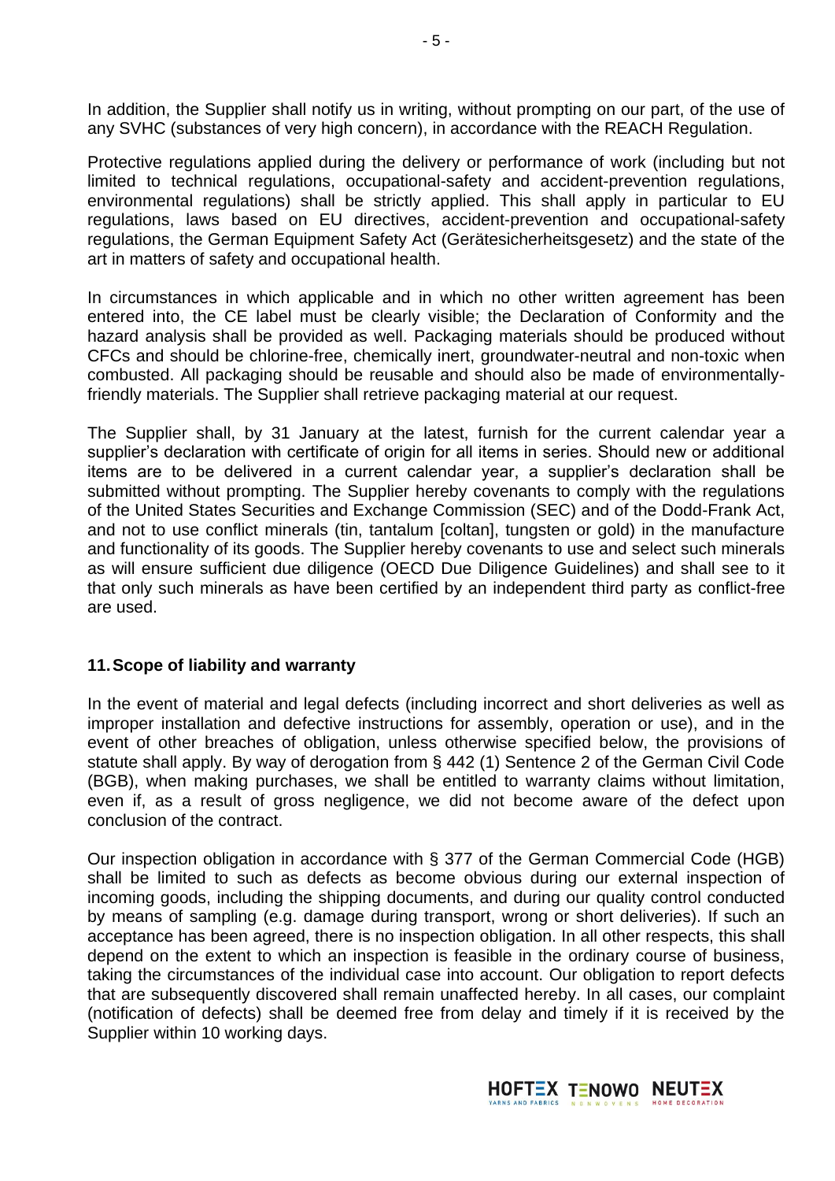In addition, the Supplier shall notify us in writing, without prompting on our part, of the use of any SVHC (substances of very high concern), in accordance with the REACH Regulation.

Protective regulations applied during the delivery or performance of work (including but not limited to technical regulations, occupational-safety and accident-prevention regulations, environmental regulations) shall be strictly applied. This shall apply in particular to EU regulations, laws based on EU directives, accident-prevention and occupational-safety regulations, the German Equipment Safety Act (Gerätesicherheitsgesetz) and the state of the art in matters of safety and occupational health.

In circumstances in which applicable and in which no other written agreement has been entered into, the CE label must be clearly visible; the Declaration of Conformity and the hazard analysis shall be provided as well. Packaging materials should be produced without CFCs and should be chlorine-free, chemically inert, groundwater-neutral and non-toxic when combusted. All packaging should be reusable and should also be made of environmentally-friendly materials. The Supplier shall retrieve packaging material at our request.

The Supplier shall, by 31 January at the latest, furnish for the current calendar year a supplier's declaration with certificate of origin for all items in series. Should new or additional items are to be delivered in a current calendar year, a supplier's declaration shall be submitted without prompting. The Supplier hereby covenants to comply with the regulations of the United States Securities and Exchange Commission (SEC) and of the Dodd-Frank Act, and not to use conflict minerals (tin, tantalum [coltan], tungsten or gold) in the manufacture and functionality of its goods. The Supplier hereby covenants to use and select such minerals as will ensure sufficient due diligence (OECD Due Diligence Guidelines) and shall see to it that only such minerals as have been certified by an independent third party as conflict-free are used.

## 11. Scope of liability and warranty

In the event of material and legal defects (including incorrect and short deliveries as well as improper installation and defective instructions for assembly, operation or use), and in the event of other breaches of obligation, unless otherwise specified below, the provisions of statute shall apply. By way of derogation from § 442 (1) Sentence 2 of the German Civil Code (BGB), when making purchases, we shall be entitled to warranty claims without limitation, even if, as a result of gross negligence, we did not become aware of the defect upon conclusion of the contract.

Our inspection obligation in accordance with § 377 of the German Commercial Code (HGB) shall be limited to such as defects as become obvious during our external inspection of incoming goods, including the shipping documents, and during our quality control conducted by means of sampling (e.g. damage during transport, wrong or short deliveries). If such an acceptance has been agreed, there is no inspection obligation. In all other respects, this shall depend on the extent to which an inspection is feasible in the ordinary course of business, taking the circumstances of the individual case into account. Our obligation to report defects that are subsequently discovered shall remain unaffected hereby. In all cases, our complaint (notification of defects) shall be deemed free from delay and timely if it is received by the Supplier within 10 working days.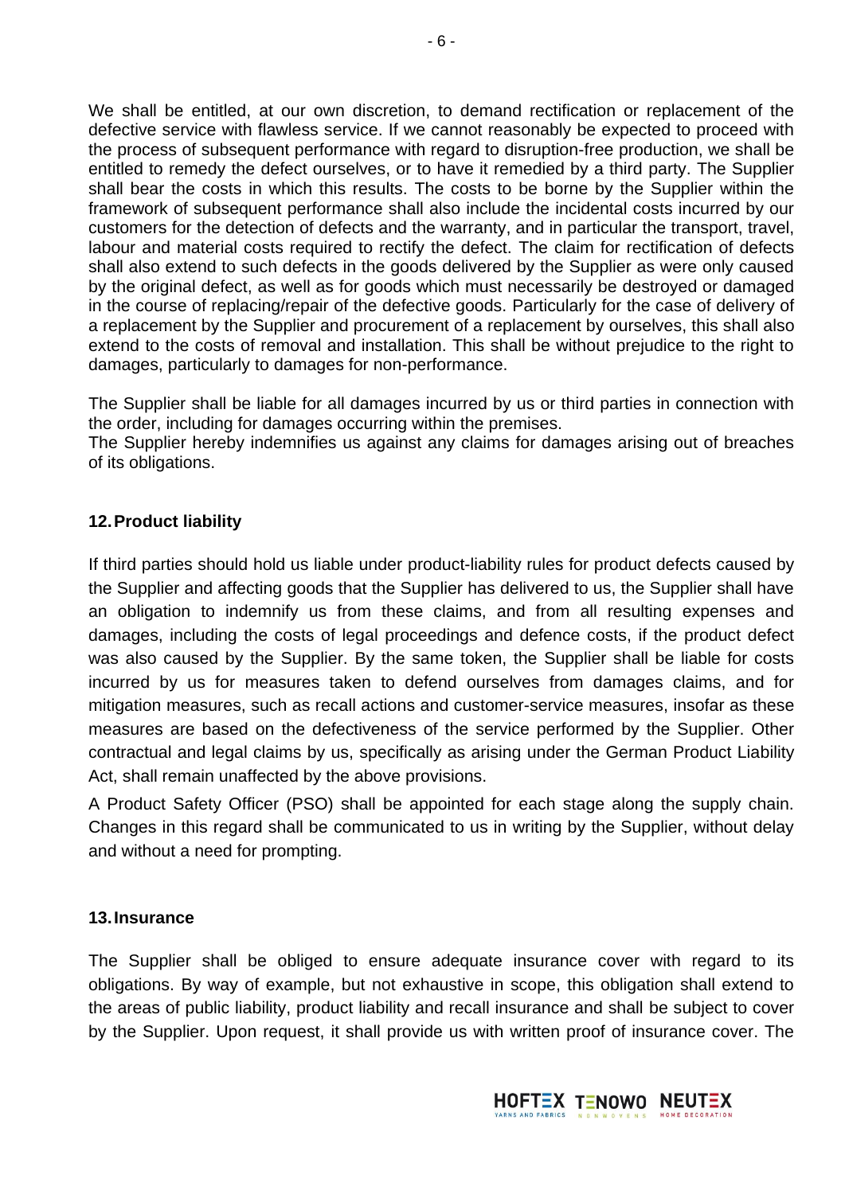We shall be entitled, at our own discretion, to demand rectification or replacement of the defective service with flawless service. If we cannot reasonably be expected to proceed with the process of subsequent performance with regard to disruption-free production, we shall be entitled to remedy the defect ourselves, or to have it remedied by a third party. The Supplier shall bear the costs in which this results. The costs to be borne by the Supplier within the framework of subsequent performance shall also include the incidental costs incurred by our customers for the detection of defects and the warranty, and in particular the transport, travel, labour and material costs required to rectify the defect. The claim for rectification of defects shall also extend to such defects in the goods delivered by the Supplier as were only caused by the original defect, as well as for goods which must necessarily be destroyed or damaged in the course of replacing/repair of the defective goods. Particularly for the case of delivery of a replacement by the Supplier and procurement of a replacement by ourselves, this shall also extend to the costs of removal and installation. This shall be without prejudice to the right to damages, particularly to damages for non-performance.

The Supplier shall be liable for all damages incurred by us or third parties in connection with the order, including for damages occurring within the premises.
The Supplier hereby indemnifies us against any claims for damages arising out of breaches of its obligations.

## 12. Product liability

If third parties should hold us liable under product-liability rules for product defects caused by the Supplier and affecting goods that the Supplier has delivered to us, the Supplier shall have an obligation to indemnify us from these claims, and from all resulting expenses and damages, including the costs of legal proceedings and defence costs, if the product defect was also caused by the Supplier. By the same token, the Supplier shall be liable for costs incurred by us for measures taken to defend ourselves from damages claims, and for mitigation measures, such as recall actions and customer-service measures, insofar as these measures are based on the defectiveness of the service performed by the Supplier. Other contractual and legal claims by us, specifically as arising under the German Product Liability Act, shall remain unaffected by the above provisions.

A Product Safety Officer (PSO) shall be appointed for each stage along the supply chain. Changes in this regard shall be communicated to us in writing by the Supplier, without delay and without a need for prompting.

## 13. Insurance

The Supplier shall be obliged to ensure adequate insurance cover with regard to its obligations. By way of example, but not exhaustive in scope, this obligation shall extend to the areas of public liability, product liability and recall insurance and shall be subject to cover by the Supplier. Upon request, it shall provide us with written proof of insurance cover. The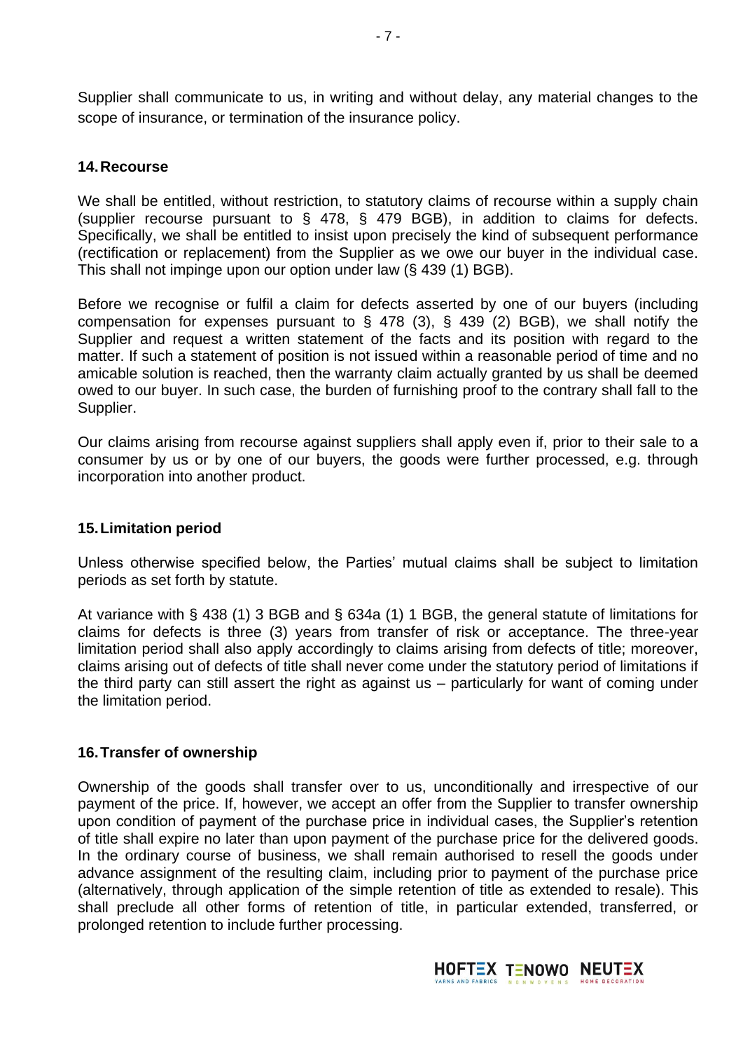Supplier shall communicate to us, in writing and without delay, any material changes to the scope of insurance, or termination of the insurance policy.

## 14. Recourse

We shall be entitled, without restriction, to statutory claims of recourse within a supply chain (supplier recourse pursuant to § 478, § 479 BGB), in addition to claims for defects. Specifically, we shall be entitled to insist upon precisely the kind of subsequent performance (rectification or replacement) from the Supplier as we owe our buyer in the individual case. This shall not impinge upon our option under law (§ 439 (1) BGB).

Before we recognise or fulfil a claim for defects asserted by one of our buyers (including compensation for expenses pursuant to § 478 (3), § 439 (2) BGB), we shall notify the Supplier and request a written statement of the facts and its position with regard to the matter. If such a statement of position is not issued within a reasonable period of time and no amicable solution is reached, then the warranty claim actually granted by us shall be deemed owed to our buyer. In such case, the burden of furnishing proof to the contrary shall fall to the Supplier.

Our claims arising from recourse against suppliers shall apply even if, prior to their sale to a consumer by us or by one of our buyers, the goods were further processed, e.g. through incorporation into another product.

## 15. Limitation period

Unless otherwise specified below, the Parties' mutual claims shall be subject to limitation periods as set forth by statute.

At variance with § 438 (1) 3 BGB and § 634a (1) 1 BGB, the general statute of limitations for claims for defects is three (3) years from transfer of risk or acceptance. The three-year limitation period shall also apply accordingly to claims arising from defects of title; moreover, claims arising out of defects of title shall never come under the statutory period of limitations if the third party can still assert the right as against us – particularly for want of coming under the limitation period.

## 16. Transfer of ownership

Ownership of the goods shall transfer over to us, unconditionally and irrespective of our payment of the price. If, however, we accept an offer from the Supplier to transfer ownership upon condition of payment of the purchase price in individual cases, the Supplier's retention of title shall expire no later than upon payment of the purchase price for the delivered goods. In the ordinary course of business, we shall remain authorised to resell the goods under advance assignment of the resulting claim, including prior to payment of the purchase price (alternatively, through application of the simple retention of title as extended to resale). This shall preclude all other forms of retention of title, in particular extended, transferred, or prolonged retention to include further processing.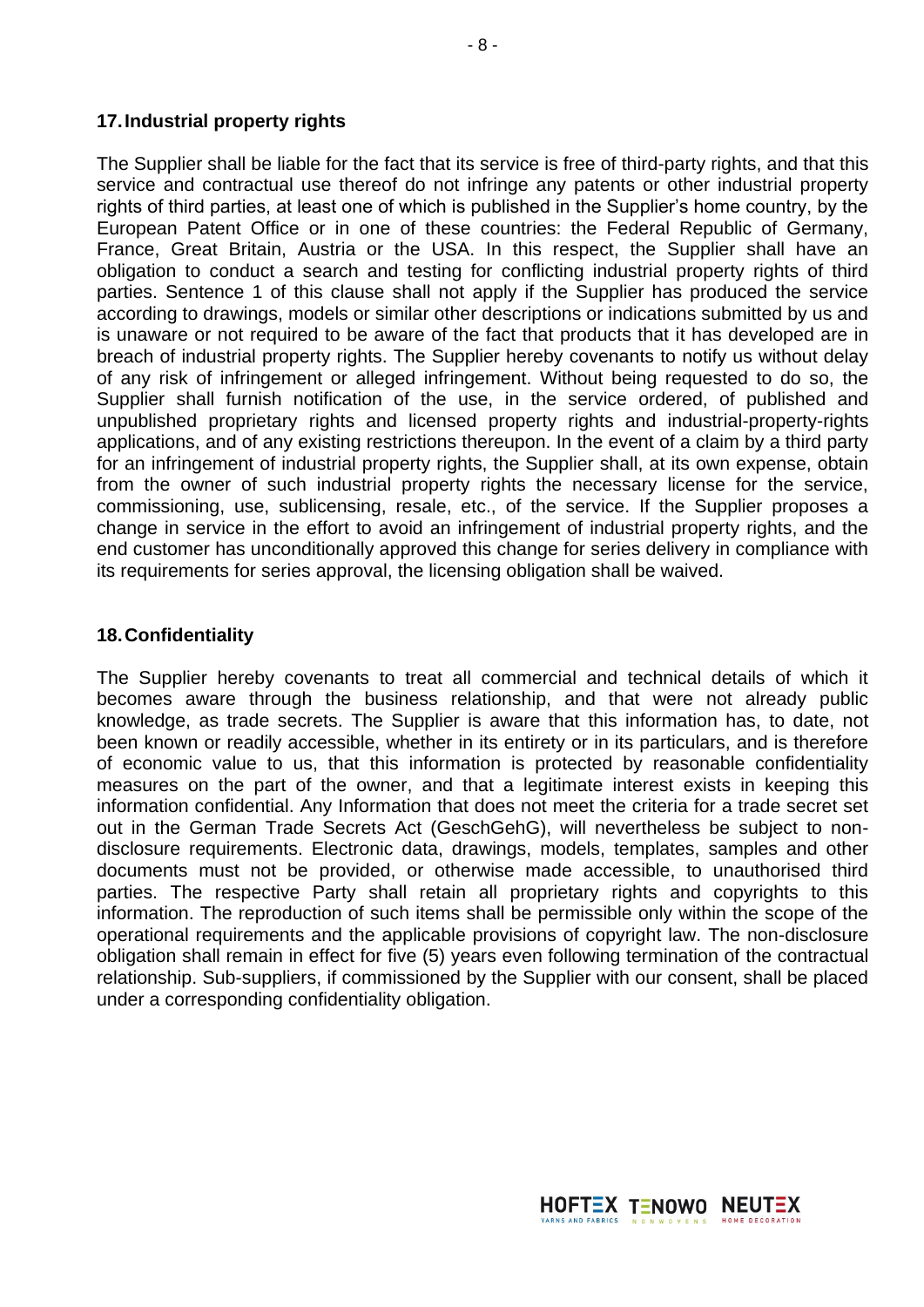## 17. Industrial property rights

The Supplier shall be liable for the fact that its service is free of third-party rights, and that this service and contractual use thereof do not infringe any patents or other industrial property rights of third parties, at least one of which is published in the Supplier's home country, by the European Patent Office or in one of these countries: the Federal Republic of Germany, France, Great Britain, Austria or the USA. In this respect, the Supplier shall have an obligation to conduct a search and testing for conflicting industrial property rights of third parties. Sentence 1 of this clause shall not apply if the Supplier has produced the service according to drawings, models or similar other descriptions or indications submitted by us and is unaware or not required to be aware of the fact that products that it has developed are in breach of industrial property rights. The Supplier hereby covenants to notify us without delay of any risk of infringement or alleged infringement. Without being requested to do so, the Supplier shall furnish notification of the use, in the service ordered, of published and unpublished proprietary rights and licensed property rights and industrial-property-rights applications, and of any existing restrictions thereupon. In the event of a claim by a third party for an infringement of industrial property rights, the Supplier shall, at its own expense, obtain from the owner of such industrial property rights the necessary license for the service, commissioning, use, sublicensing, resale, etc., of the service. If the Supplier proposes a change in service in the effort to avoid an infringement of industrial property rights, and the end customer has unconditionally approved this change for series delivery in compliance with its requirements for series approval, the licensing obligation shall be waived.

## 18. Confidentiality

The Supplier hereby covenants to treat all commercial and technical details of which it becomes aware through the business relationship, and that were not already public knowledge, as trade secrets. The Supplier is aware that this information has, to date, not been known or readily accessible, whether in its entirety or in its particulars, and is therefore of economic value to us, that this information is protected by reasonable confidentiality measures on the part of the owner, and that a legitimate interest exists in keeping this information confidential. Any Information that does not meet the criteria for a trade secret set out in the German Trade Secrets Act (GeschGehG), will nevertheless be subject to non-disclosure requirements. Electronic data, drawings, models, templates, samples and other documents must not be provided, or otherwise made accessible, to unauthorised third parties. The respective Party shall retain all proprietary rights and copyrights to this information. The reproduction of such items shall be permissible only within the scope of the operational requirements and the applicable provisions of copyright law. The non-disclosure obligation shall remain in effect for five (5) years even following termination of the contractual relationship. Sub-suppliers, if commissioned by the Supplier with our consent, shall be placed under a corresponding confidentiality obligation.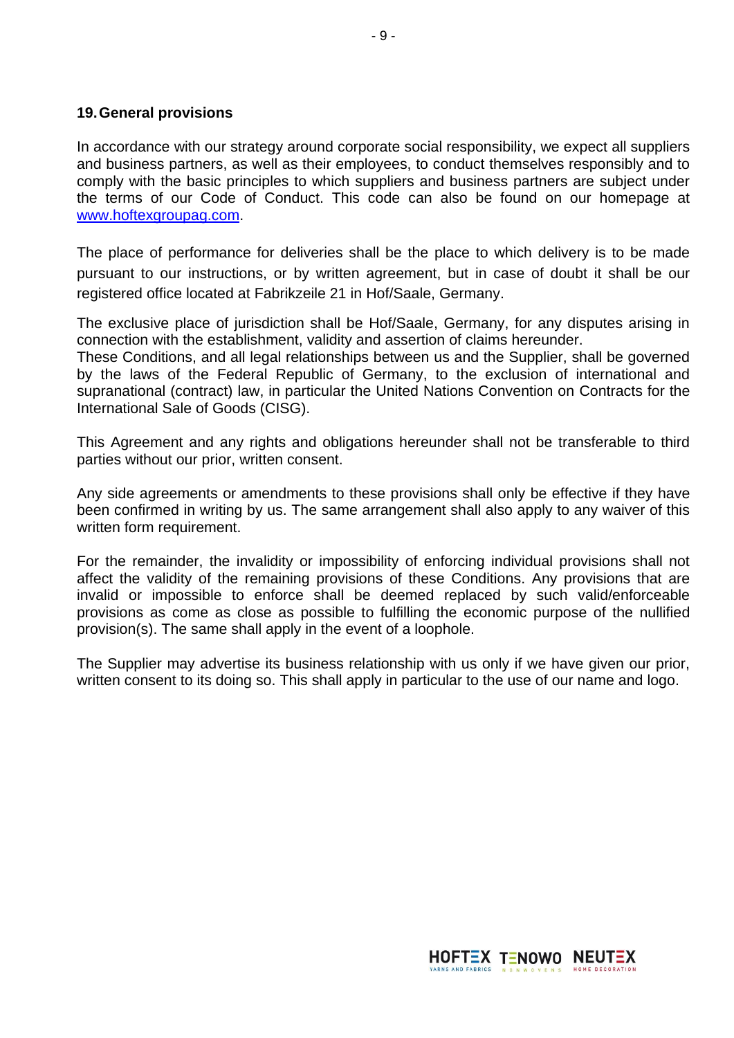## 19. General provisions

In accordance with our strategy around corporate social responsibility, we expect all suppliers and business partners, as well as their employees, to conduct themselves responsibly and to comply with the basic principles to which suppliers and business partners are subject under the terms of our Code of Conduct. This code can also be found on our homepage at www.hoftexgroupag.com.

The place of performance for deliveries shall be the place to which delivery is to be made pursuant to our instructions, or by written agreement, but in case of doubt it shall be our registered office located at Fabrikzeile 21 in Hof/Saale, Germany.

The exclusive place of jurisdiction shall be Hof/Saale, Germany, for any disputes arising in connection with the establishment, validity and assertion of claims hereunder.
These Conditions, and all legal relationships between us and the Supplier, shall be governed by the laws of the Federal Republic of Germany, to the exclusion of international and supranational (contract) law, in particular the United Nations Convention on Contracts for the International Sale of Goods (CISG).

This Agreement and any rights and obligations hereunder shall not be transferable to third parties without our prior, written consent.

Any side agreements or amendments to these provisions shall only be effective if they have been confirmed in writing by us. The same arrangement shall also apply to any waiver of this written form requirement.

For the remainder, the invalidity or impossibility of enforcing individual provisions shall not affect the validity of the remaining provisions of these Conditions. Any provisions that are invalid or impossible to enforce shall be deemed replaced by such valid/enforceable provisions as come as close as possible to fulfilling the economic purpose of the nullified provision(s). The same shall apply in the event of a loophole.

The Supplier may advertise its business relationship with us only if we have given our prior, written consent to its doing so. This shall apply in particular to the use of our name and logo.